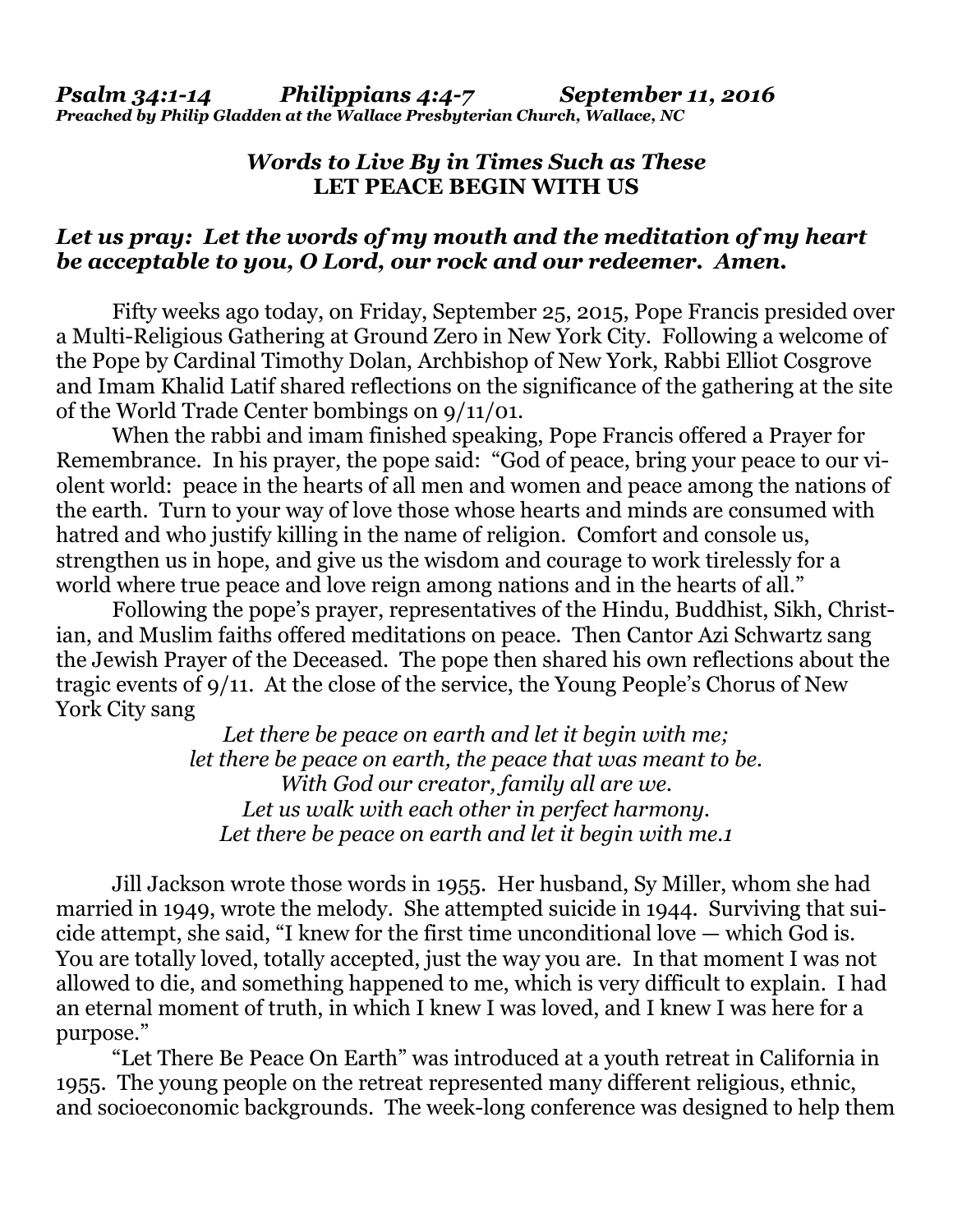***Psalm 34:1-14 Philippians 4:4-7 September 11, 2016***
***Preached by Philip Gladden at the Wallace Presbyterian Church, Wallace, NC***

## *Words to Live By in Times Such as These*
## **LET PEACE BEGIN WITH US**

***Let us pray: Let the words of my mouth and the meditation of my heart be acceptable to you, O Lord, our rock and our redeemer. Amen.***

Fifty weeks ago today, on Friday, September 25, 2015, Pope Francis presided over a Multi-Religious Gathering at Ground Zero in New York City. Following a welcome of the Pope by Cardinal Timothy Dolan, Archbishop of New York, Rabbi Elliot Cosgrove and Imam Khalid Latif shared reflections on the significance of the gathering at the site of the World Trade Center bombings on 9/11/01.

When the rabbi and imam finished speaking, Pope Francis offered a Prayer for Remembrance. In his prayer, the pope said: "God of peace, bring your peace to our violent world: peace in the hearts of all men and women and peace among the nations of the earth. Turn to your way of love those whose hearts and minds are consumed with hatred and who justify killing in the name of religion. Comfort and console us, strengthen us in hope, and give us the wisdom and courage to work tirelessly for a world where true peace and love reign among nations and in the hearts of all."

Following the pope's prayer, representatives of the Hindu, Buddhist, Sikh, Christian, and Muslim faiths offered meditations on peace. Then Cantor Azi Schwartz sang the Jewish Prayer of the Deceased. The pope then shared his own reflections about the tragic events of 9/11. At the close of the service, the Young People's Chorus of New York City sang

*Let there be peace on earth and let it begin with me;*
*let there be peace on earth, the peace that was meant to be.*
*With God our creator, family all are we.*
*Let us walk with each other in perfect harmony.*
*Let there be peace on earth and let it begin with me.*[1]

Jill Jackson wrote those words in 1955. Her husband, Sy Miller, whom she had married in 1949, wrote the melody. She attempted suicide in 1944. Surviving that suicide attempt, she said, "I knew for the first time unconditional love — which God is. You are totally loved, totally accepted, just the way you are. In that moment I was not allowed to die, and something happened to me, which is very difficult to explain. I had an eternal moment of truth, in which I knew I was loved, and I knew I was here for a purpose."

"Let There Be Peace On Earth" was introduced at a youth retreat in California in 1955. The young people on the retreat represented many different religious, ethnic, and socioeconomic backgrounds. The week-long conference was designed to help them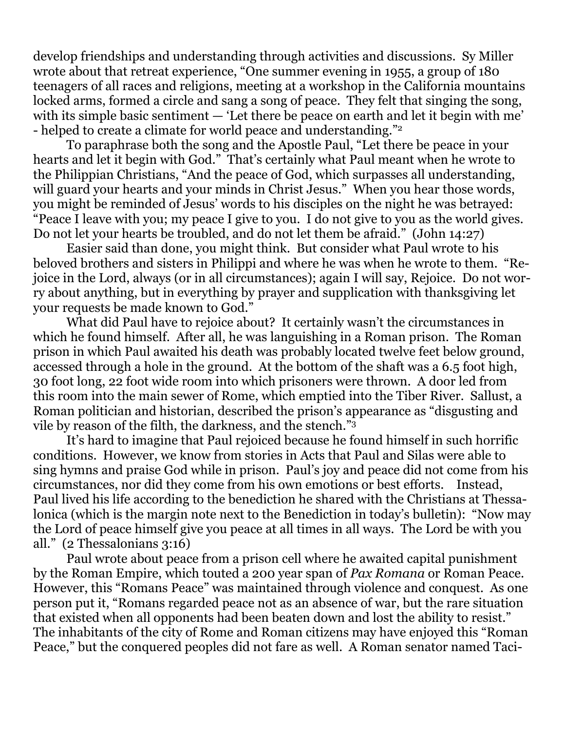develop friendships and understanding through activities and discussions. Sy Miller wrote about that retreat experience, "One summer evening in 1955, a group of 180 teenagers of all races and religions, meeting at a workshop in the California mountains locked arms, formed a circle and sang a song of peace. They felt that singing the song, with its simple basic sentiment — 'Let there be peace on earth and let it begin with me' - helped to create a climate for world peace and understanding."[2]

To paraphrase both the song and the Apostle Paul, "Let there be peace in your hearts and let it begin with God." That's certainly what Paul meant when he wrote to the Philippian Christians, "And the peace of God, which surpasses all understanding, will guard your hearts and your minds in Christ Jesus." When you hear those words, you might be reminded of Jesus' words to his disciples on the night he was betrayed: "Peace I leave with you; my peace I give to you. I do not give to you as the world gives. Do not let your hearts be troubled, and do not let them be afraid." (John 14:27)

Easier said than done, you might think. But consider what Paul wrote to his beloved brothers and sisters in Philippi and where he was when he wrote to them. "Rejoice in the Lord, always (or in all circumstances); again I will say, Rejoice. Do not worry about anything, but in everything by prayer and supplication with thanksgiving let your requests be made known to God."

What did Paul have to rejoice about? It certainly wasn't the circumstances in which he found himself. After all, he was languishing in a Roman prison. The Roman prison in which Paul awaited his death was probably located twelve feet below ground, accessed through a hole in the ground. At the bottom of the shaft was a 6.5 foot high, 30 foot long, 22 foot wide room into which prisoners were thrown. A door led from this room into the main sewer of Rome, which emptied into the Tiber River. Sallust, a Roman politician and historian, described the prison's appearance as "disgusting and vile by reason of the filth, the darkness, and the stench."[3]

It's hard to imagine that Paul rejoiced because he found himself in such horrific conditions. However, we know from stories in Acts that Paul and Silas were able to sing hymns and praise God while in prison. Paul's joy and peace did not come from his circumstances, nor did they come from his own emotions or best efforts. Instead, Paul lived his life according to the benediction he shared with the Christians at Thessalonica (which is the margin note next to the Benediction in today's bulletin): "Now may the Lord of peace himself give you peace at all times in all ways. The Lord be with you all." (2 Thessalonians 3:16)

Paul wrote about peace from a prison cell where he awaited capital punishment by the Roman Empire, which touted a 200 year span of *Pax Romana* or Roman Peace. However, this "Romans Peace" was maintained through violence and conquest. As one person put it, "Romans regarded peace not as an absence of war, but the rare situation that existed when all opponents had been beaten down and lost the ability to resist." The inhabitants of the city of Rome and Roman citizens may have enjoyed this "Roman Peace," but the conquered peoples did not fare as well. A Roman senator named Taci-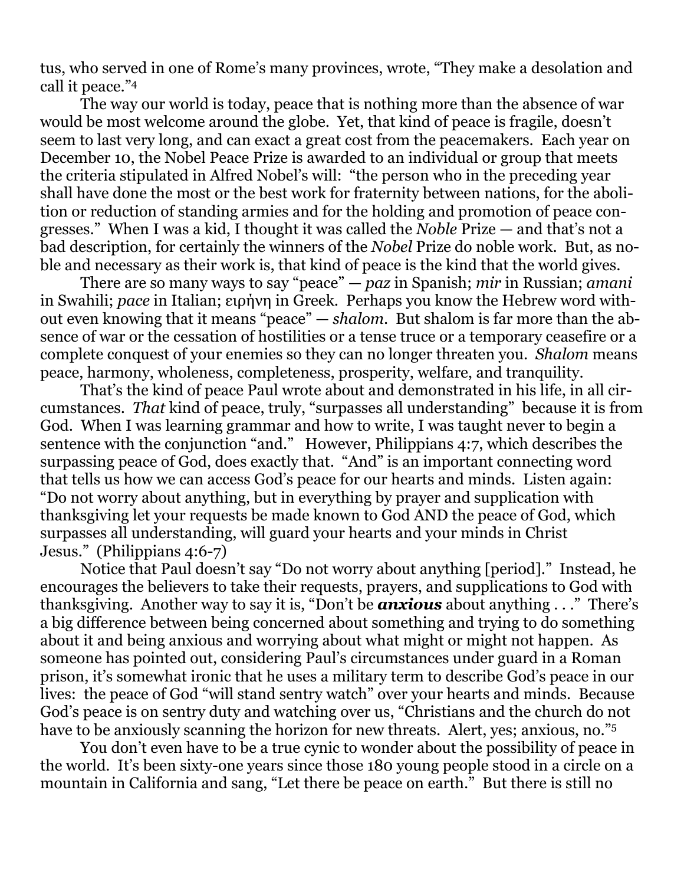tus, who served in one of Rome's many provinces, wrote, "They make a desolation and call it peace."[4]

The way our world is today, peace that is nothing more than the absence of war would be most welcome around the globe. Yet, that kind of peace is fragile, doesn't seem to last very long, and can exact a great cost from the peacemakers. Each year on December 10, the Nobel Peace Prize is awarded to an individual or group that meets the criteria stipulated in Alfred Nobel's will: "the person who in the preceding year shall have done the most or the best work for fraternity between nations, for the abolition or reduction of standing armies and for the holding and promotion of peace congresses." When I was a kid, I thought it was called the *Noble* Prize — and that's not a bad description, for certainly the winners of the *Nobel* Prize do noble work. But, as noble and necessary as their work is, that kind of peace is the kind that the world gives.

There are so many ways to say "peace" — *paz* in Spanish; *mir* in Russian; *amani* in Swahili; *pace* in Italian; ειρήνη in Greek. Perhaps you know the Hebrew word without even knowing that it means "peace" — *shalom*. But shalom is far more than the absence of war or the cessation of hostilities or a tense truce or a temporary ceasefire or a complete conquest of your enemies so they can no longer threaten you. *Shalom* means peace, harmony, wholeness, completeness, prosperity, welfare, and tranquility.

That's the kind of peace Paul wrote about and demonstrated in his life, in all circumstances. *That* kind of peace, truly, "surpasses all understanding" because it is from God. When I was learning grammar and how to write, I was taught never to begin a sentence with the conjunction "and." However, Philippians 4:7, which describes the surpassing peace of God, does exactly that. "And" is an important connecting word that tells us how we can access God's peace for our hearts and minds. Listen again: "Do not worry about anything, but in everything by prayer and supplication with thanksgiving let your requests be made known to God AND the peace of God, which surpasses all understanding, will guard your hearts and your minds in Christ Jesus." (Philippians 4:6-7)

Notice that Paul doesn't say "Do not worry about anything [period]." Instead, he encourages the believers to take their requests, prayers, and supplications to God with thanksgiving. Another way to say it is, "Don't be ***anxious*** about anything . . ." There's a big difference between being concerned about something and trying to do something about it and being anxious and worrying about what might or might not happen. As someone has pointed out, considering Paul's circumstances under guard in a Roman prison, it's somewhat ironic that he uses a military term to describe God's peace in our lives: the peace of God "will stand sentry watch" over your hearts and minds. Because God's peace is on sentry duty and watching over us, "Christians and the church do not have to be anxiously scanning the horizon for new threats. Alert, yes; anxious, no."[5]

You don't even have to be a true cynic to wonder about the possibility of peace in the world. It's been sixty-one years since those 180 young people stood in a circle on a mountain in California and sang, "Let there be peace on earth." But there is still no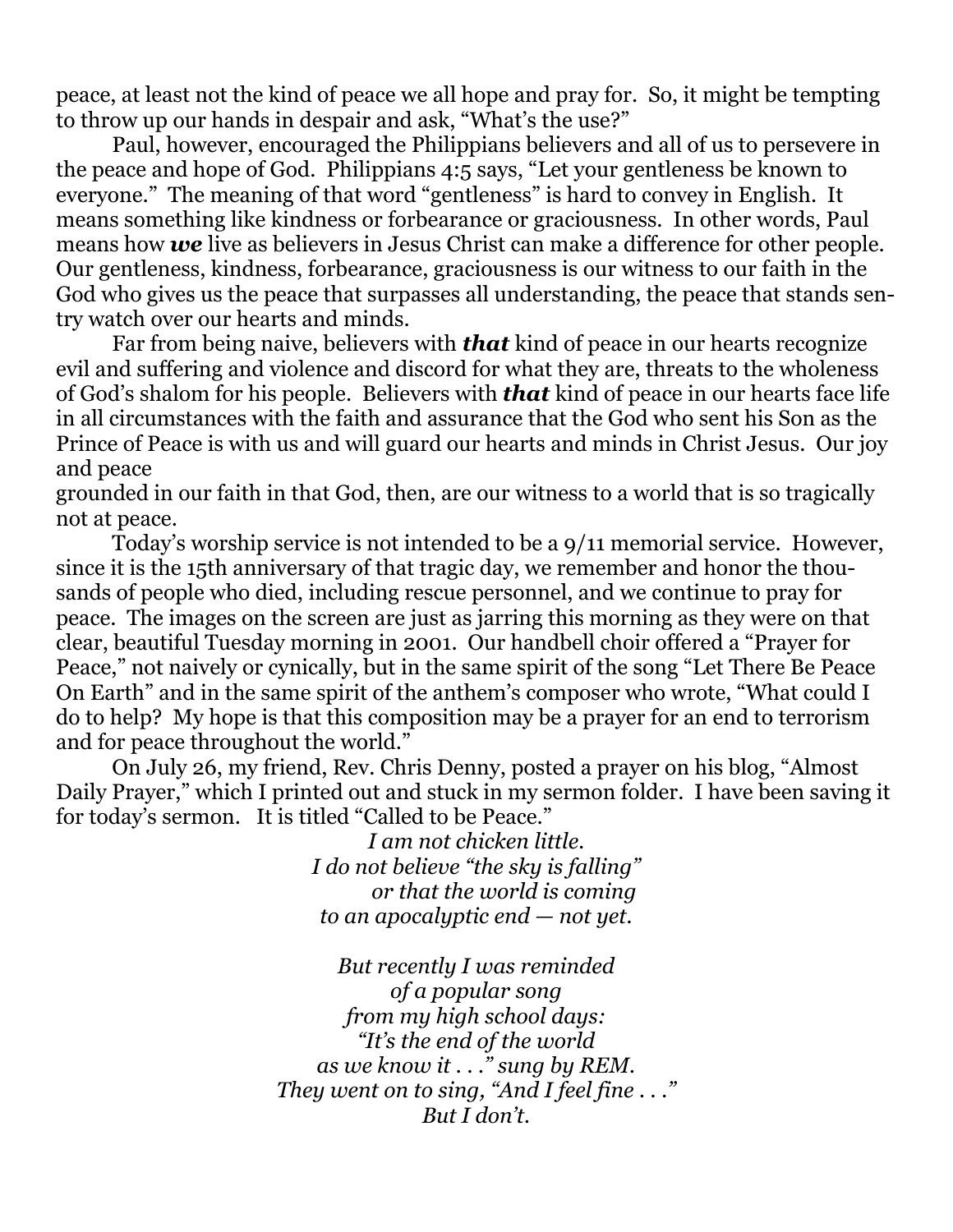peace, at least not the kind of peace we all hope and pray for. So, it might be tempting to throw up our hands in despair and ask, "What's the use?"

Paul, however, encouraged the Philippians believers and all of us to persevere in the peace and hope of God. Philippians 4:5 says, "Let your gentleness be known to everyone." The meaning of that word "gentleness" is hard to convey in English. It means something like kindness or forbearance or graciousness. In other words, Paul means how ***we*** live as believers in Jesus Christ can make a difference for other people. Our gentleness, kindness, forbearance, graciousness is our witness to our faith in the God who gives us the peace that surpasses all understanding, the peace that stands sentry watch over our hearts and minds.

Far from being naive, believers with ***that*** kind of peace in our hearts recognize evil and suffering and violence and discord for what they are, threats to the wholeness of God's shalom for his people. Believers with ***that*** kind of peace in our hearts face life in all circumstances with the faith and assurance that the God who sent his Son as the Prince of Peace is with us and will guard our hearts and minds in Christ Jesus. Our joy and peace
grounded in our faith in that God, then, are our witness to a world that is so tragically not at peace.

Today's worship service is not intended to be a 9/11 memorial service. However, since it is the 15th anniversary of that tragic day, we remember and honor the thousands of people who died, including rescue personnel, and we continue to pray for peace. The images on the screen are just as jarring this morning as they were on that clear, beautiful Tuesday morning in 2001. Our handbell choir offered a "Prayer for Peace," not naively or cynically, but in the same spirit of the song "Let There Be Peace On Earth" and in the same spirit of the anthem's composer who wrote, "What could I do to help? My hope is that this composition may be a prayer for an end to terrorism and for peace throughout the world."

On July 26, my friend, Rev. Chris Denny, posted a prayer on his blog, "Almost Daily Prayer," which I printed out and stuck in my sermon folder. I have been saving it for today's sermon. It is titled "Called to be Peace."

*I am not chicken little.*
*I do not believe "the sky is falling"*
*or that the world is coming*
*to an apocalyptic end — not yet.*

*But recently I was reminded*
*of a popular song*
*from my high school days:*
*"It's the end of the world*
*as we know it . . ." sung by REM.*
*They went on to sing, "And I feel fine . . ."*
*But I don't.*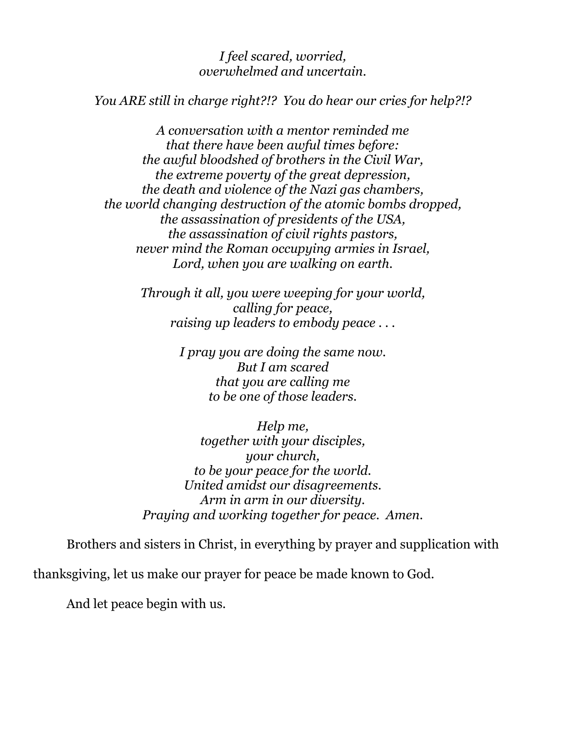*I feel scared, worried,*
*overwhelmed and uncertain.*

*You ARE still in charge right?!? You do hear our cries for help?!?*

*A conversation with a mentor reminded me*
*that there have been awful times before:*
*the awful bloodshed of brothers in the Civil War,*
*the extreme poverty of the great depression,*
*the death and violence of the Nazi gas chambers,*
*the world changing destruction of the atomic bombs dropped,*
*the assassination of presidents of the USA,*
*the assassination of civil rights pastors,*
*never mind the Roman occupying armies in Israel,*
*Lord, when you are walking on earth.*

*Through it all, you were weeping for your world,*
*calling for peace,*
*raising up leaders to embody peace . . .*

*I pray you are doing the same now.*
*But I am scared*
*that you are calling me*
*to be one of those leaders.*

*Help me,*
*together with your disciples,*
*your church,*
*to be your peace for the world.*
*United amidst our disagreements.*
*Arm in arm in our diversity.*
*Praying and working together for peace. Amen.*

Brothers and sisters in Christ, in everything by prayer and supplication with thanksgiving, let us make our prayer for peace be made known to God.

And let peace begin with us.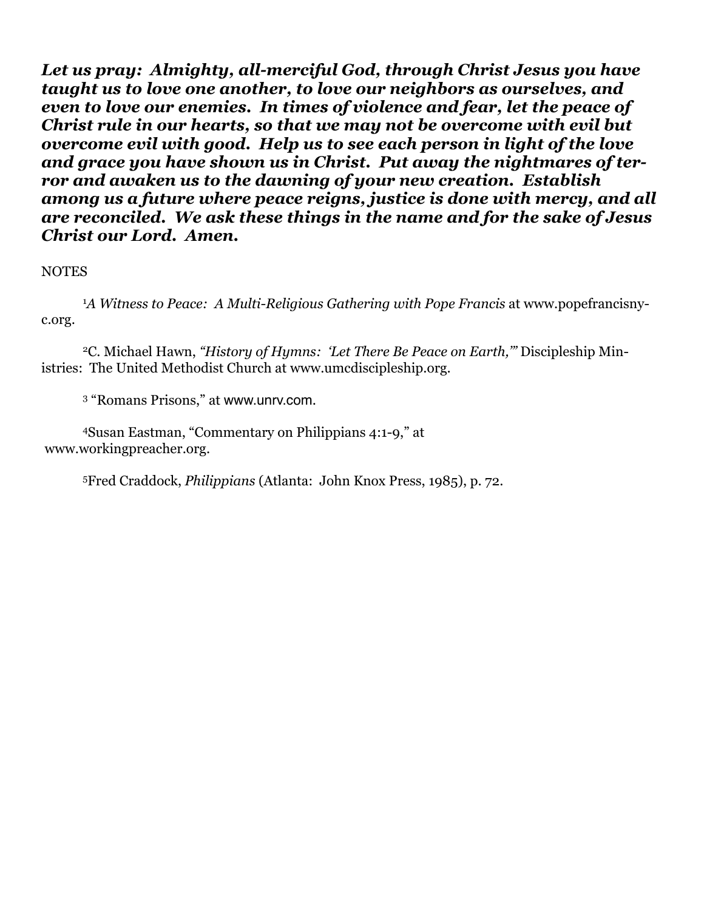***Let us pray: Almighty, all-merciful God, through Christ Jesus you have taught us to love one another, to love our neighbors as ourselves, and even to love our enemies. In times of violence and fear, let the peace of Christ rule in our hearts, so that we may not be overcome with evil but overcome evil with good. Help us to see each person in light of the love and grace you have shown us in Christ. Put away the nightmares of terror and awaken us to the dawning of your new creation. Establish among us a future where peace reigns, justice is done with mercy, and all are reconciled. We ask these things in the name and for the sake of Jesus Christ our Lord. Amen.***

NOTES

[1]*A Witness to Peace: A Multi-Religious Gathering with Pope Francis* at www.popefrancisnyc.org.

[2]C. Michael Hawn, *"History of Hymns: 'Let There Be Peace on Earth,'"* Discipleship Ministries: The United Methodist Church at www.umcdiscipleship.org.

[3] "Romans Prisons," at www.unrv.com.

[4]Susan Eastman, "Commentary on Philippians 4:1-9," at www.workingpreacher.org.

[5]Fred Craddock, *Philippians* (Atlanta: John Knox Press, 1985), p. 72.